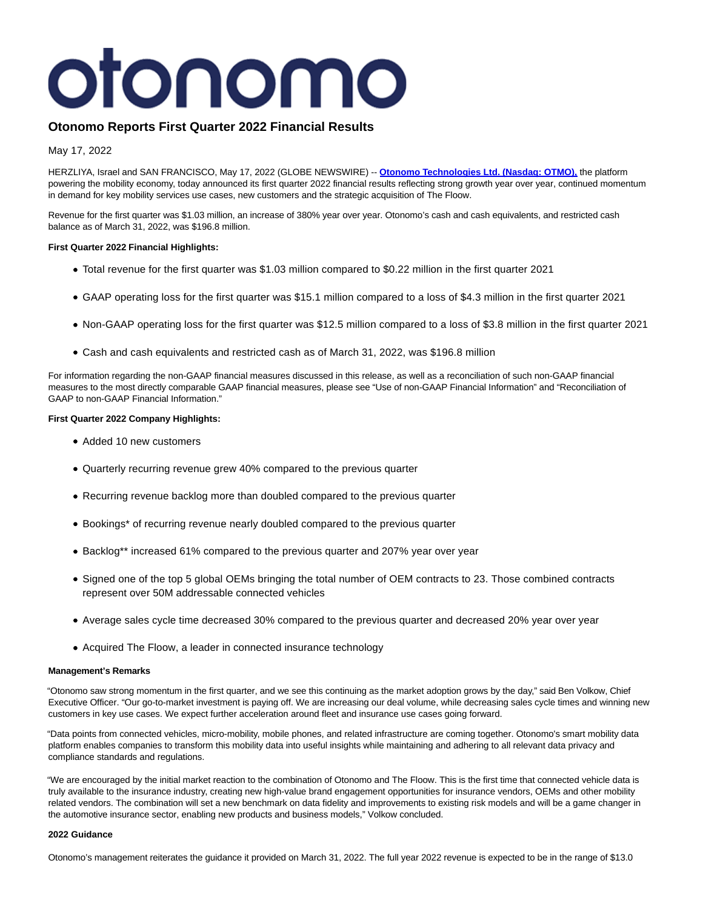otonomo

# Otonomo Reports First Quarter 2022 Financial Results

May 17, 2022

HERZLIYA, Israel and SAN FRANCISCO, May 17, 2022 (GLOBE NEWSWIRE) -- **Otonomo Technologies Ltd. (Nasdaq: OTMO),** the platform powering the mobility economy, today announced its first quarter 2022 financial results reflecting strong growth year over year, continued momentum in demand for key mobility services use cases, new customers and the strategic acquisition of The Floow.

Revenue for the first quarter was $1.03 million, an increase of 380% year over year. Otonomo's cash and cash equivalents, and restricted cash balance as of March 31, 2022, was $196.8 million.

**First Quarter 2022 Financial Highlights:**

- Total revenue for the first quarter was $1.03 million compared to $0.22 million in the first quarter 2021
- GAAP operating loss for the first quarter was $15.1 million compared to a loss of $4.3 million in the first quarter 2021
- Non-GAAP operating loss for the first quarter was $12.5 million compared to a loss of $3.8 million in the first quarter 2021
- Cash and cash equivalents and restricted cash as of March 31, 2022, was $196.8 million

For information regarding the non-GAAP financial measures discussed in this release, as well as a reconciliation of such non-GAAP financial measures to the most directly comparable GAAP financial measures, please see "Use of non-GAAP Financial Information" and "Reconciliation of GAAP to non-GAAP Financial Information."

**First Quarter 2022 Company Highlights:**

- Added 10 new customers
- Quarterly recurring revenue grew 40% compared to the previous quarter
- Recurring revenue backlog more than doubled compared to the previous quarter
- Bookings* of recurring revenue nearly doubled compared to the previous quarter
- Backlog** increased 61% compared to the previous quarter and 207% year over year
- Signed one of the top 5 global OEMs bringing the total number of OEM contracts to 23. Those combined contracts represent over 50M addressable connected vehicles
- Average sales cycle time decreased 30% compared to the previous quarter and decreased 20% year over year
- Acquired The Floow, a leader in connected insurance technology

**Management's Remarks**

"Otonomo saw strong momentum in the first quarter, and we see this continuing as the market adoption grows by the day," said Ben Volkow, Chief Executive Officer. "Our go-to-market investment is paying off. We are increasing our deal volume, while decreasing sales cycle times and winning new customers in key use cases. We expect further acceleration around fleet and insurance use cases going forward.

"Data points from connected vehicles, micro-mobility, mobile phones, and related infrastructure are coming together. Otonomo's smart mobility data platform enables companies to transform this mobility data into useful insights while maintaining and adhering to all relevant data privacy and compliance standards and regulations.

"We are encouraged by the initial market reaction to the combination of Otonomo and The Floow. This is the first time that connected vehicle data is truly available to the insurance industry, creating new high-value brand engagement opportunities for insurance vendors, OEMs and other mobility related vendors. The combination will set a new benchmark on data fidelity and improvements to existing risk models and will be a game changer in the automotive insurance sector, enabling new products and business models," Volkow concluded.

**2022 Guidance**

Otonomo's management reiterates the guidance it provided on March 31, 2022. The full year 2022 revenue is expected to be in the range of $13.0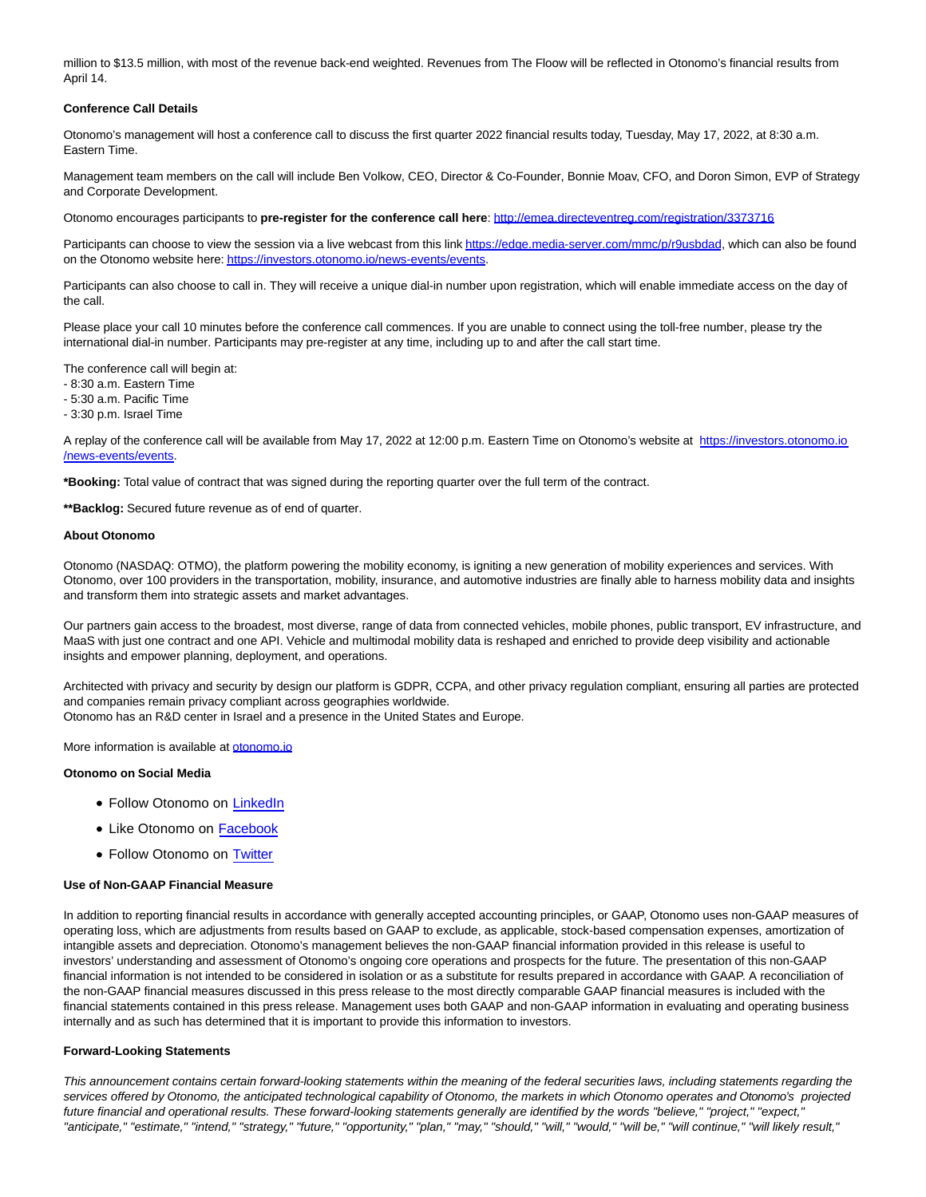million to $13.5 million, with most of the revenue back-end weighted. Revenues from The Floow will be reflected in Otonomo's financial results from April 14.

**Conference Call Details**

Otonomo's management will host a conference call to discuss the first quarter 2022 financial results today, Tuesday, May 17, 2022, at 8:30 a.m. Eastern Time.

Management team members on the call will include Ben Volkow, CEO, Director & Co-Founder, Bonnie Moav, CFO, and Doron Simon, EVP of Strategy and Corporate Development.

Otonomo encourages participants to **pre-register for the conference call here**: [http://emea.directeventreg.com/registration/3373716](http://emea.directeventreg.com/registration/3373716)

Participants can choose to view the session via a live webcast from this link [https://edge.media-server.com/mmc/p/r9usbdad](https://edge.media-server.com/mmc/p/r9usbdad), which can also be found on the Otonomo website here: [https://investors.otonomo.io/news-events/events](https://investors.otonomo.io/news-events/events).

Participants can also choose to call in. They will receive a unique dial-in number upon registration, which will enable immediate access on the day of the call.

Please place your call 10 minutes before the conference call commences. If you are unable to connect using the toll-free number, please try the international dial-in number. Participants may pre-register at any time, including up to and after the call start time.

The conference call will begin at:
- 8:30 a.m. Eastern Time
- 5:30 a.m. Pacific Time
- 3:30 p.m. Israel Time

A replay of the conference call will be available from May 17, 2022 at 12:00 p.m. Eastern Time on Otonomo's website at [https://investors.otonomo.io/news-events/events](https://investors.otonomo.io/news-events/events).

***Booking:** Total value of contract that was signed during the reporting quarter over the full term of the contract.

****Backlog:** Secured future revenue as of end of quarter.

**About Otonomo**

Otonomo (NASDAQ: OTMO), the platform powering the mobility economy, is igniting a new generation of mobility experiences and services. With Otonomo, over 100 providers in the transportation, mobility, insurance, and automotive industries are finally able to harness mobility data and insights and transform them into strategic assets and market advantages.

Our partners gain access to the broadest, most diverse, range of data from connected vehicles, mobile phones, public transport, EV infrastructure, and MaaS with just one contract and one API. Vehicle and multimodal mobility data is reshaped and enriched to provide deep visibility and actionable insights and empower planning, deployment, and operations.

Architected with privacy and security by design our platform is GDPR, CCPA, and other privacy regulation compliant, ensuring all parties are protected and companies remain privacy compliant across geographies worldwide.
Otonomo has an R&D center in Israel and a presence in the United States and Europe.

More information is available at [otonomo.io](otonomo.io)

**Otonomo on Social Media**

- Follow Otonomo on LinkedIn
- Like Otonomo on Facebook
- Follow Otonomo on Twitter

**Use of Non-GAAP Financial Measure**

In addition to reporting financial results in accordance with generally accepted accounting principles, or GAAP, Otonomo uses non-GAAP measures of operating loss, which are adjustments from results based on GAAP to exclude, as applicable, stock-based compensation expenses, amortization of intangible assets and depreciation. Otonomo's management believes the non-GAAP financial information provided in this release is useful to investors' understanding and assessment of Otonomo's ongoing core operations and prospects for the future. The presentation of this non-GAAP financial information is not intended to be considered in isolation or as a substitute for results prepared in accordance with GAAP. A reconciliation of the non-GAAP financial measures discussed in this press release to the most directly comparable GAAP financial measures is included with the financial statements contained in this press release. Management uses both GAAP and non-GAAP information in evaluating and operating business internally and as such has determined that it is important to provide this information to investors.

**Forward-Looking Statements**

*This announcement contains certain forward-looking statements within the meaning of the federal securities laws, including statements regarding the services offered by Otonomo, the anticipated technological capability of Otonomo, the markets in which Otonomo operates and Otonomo's projected future financial and operational results. These forward-looking statements generally are identified by the words "believe," "project," "expect," "anticipate," "estimate," "intend," "strategy," "future," "opportunity," "plan," "may," "should," "will," "would," "will be," "will continue," "will likely result,"*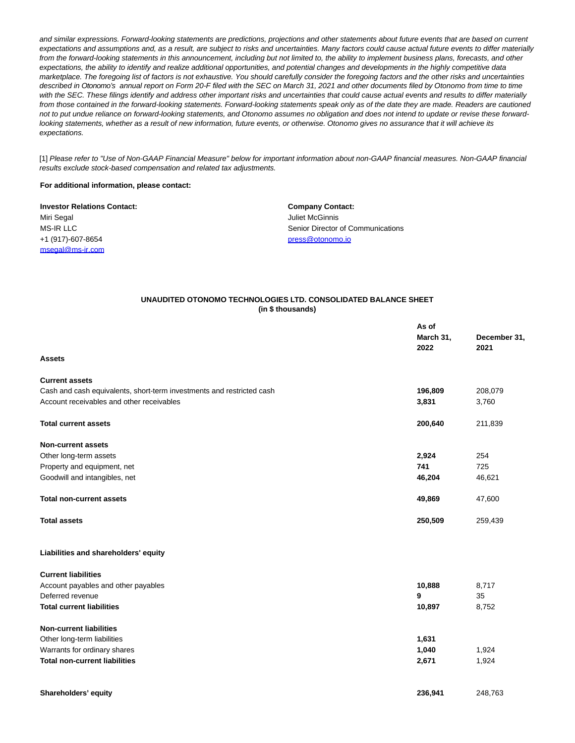*and similar expressions. Forward-looking statements are predictions, projections and other statements about future events that are based on current expectations and assumptions and, as a result, are subject to risks and uncertainties. Many factors could cause actual future events to differ materially from the forward-looking statements in this announcement, including but not limited to, the ability to implement business plans, forecasts, and other expectations, the ability to identify and realize additional opportunities, and potential changes and developments in the highly competitive data marketplace. The foregoing list of factors is not exhaustive. You should carefully consider the foregoing factors and the other risks and uncertainties described in Otonomo's annual report on Form 20-F filed with the SEC on March 31, 2021 and other documents filed by Otonomo from time to time with the SEC. These filings identify and address other important risks and uncertainties that could cause actual events and results to differ materially from those contained in the forward-looking statements. Forward-looking statements speak only as of the date they are made. Readers are cautioned not to put undue reliance on forward-looking statements, and Otonomo assumes no obligation and does not intend to update or revise these forward-looking statements, whether as a result of new information, future events, or otherwise. Otonomo gives no assurance that it will achieve its expectations.*

[1] *Please refer to "Use of Non-GAAP Financial Measure" below for important information about non-GAAP financial measures. Non-GAAP financial results exclude stock-based compensation and related tax adjustments.*

**For additional information, please contact:**

**Investor Relations Contact:**
Miri Segal
MS-IR LLC
+1 (917)-607-8654
msegal@ms-ir.com

**Company Contact:**
Juliet McGinnis
Senior Director of Communications
press@otonomo.io

**UNAUDITED OTONOMO TECHNOLOGIES LTD. CONSOLIDATED BALANCE SHEET**
**(in $ thousands)**

| | As of March 31, 2022 | December 31, 2021 |
|---|---|---|
| **Assets** | | |
| **Current assets** | | |
| Cash and cash equivalents, short-term investments and restricted cash | **196,809** | 208,079 |
| Account receivables and other receivables | **3,831** | 3,760 |
| **Total current assets** | **200,640** | 211,839 |
| **Non-current assets** | | |
| Other long-term assets | **2,924** | 254 |
| Property and equipment, net | **741** | 725 |
| Goodwill and intangibles, net | **46,204** | 46,621 |
| **Total non-current assets** | **49,869** | 47,600 |
| **Total assets** | **250,509** | 259,439 |
| **Liabilities and shareholders' equity** | | |
| **Current liabilities** | | |
| Account payables and other payables | **10,888** | 8,717 |
| Deferred revenue | **9** | 35 |
| **Total current liabilities** | **10,897** | 8,752 |
| **Non-current liabilities** | | |
| Other long-term liabilities | **1,631** | |
| Warrants for ordinary shares | **1,040** | 1,924 |
| **Total non-current liabilities** | **2,671** | 1,924 |
| **Shareholders' equity** | **236,941** | 248,763 |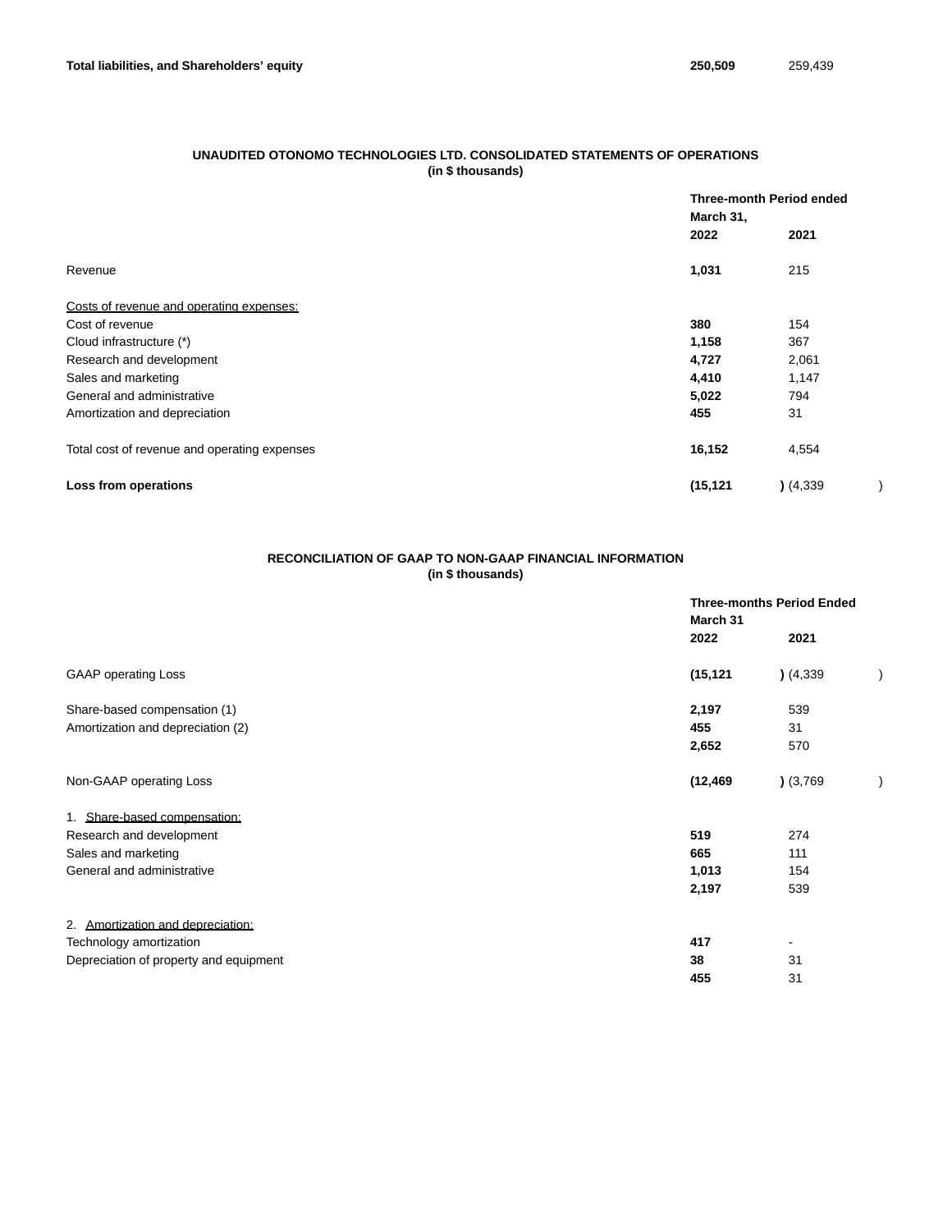| | | |
|---|---|---|
| **Total liabilities, and Shareholders' equity** | **250,509** | 259,439 |

**UNAUDITED OTONOMO TECHNOLOGIES LTD. CONSOLIDATED STATEMENTS OF OPERATIONS**
**(in $ thousands)**

| | **Three-month Period ended March 31,** | |
|---|---|---|
| | **2022** | **2021** |
| Revenue | **1,031** | 215 |
| Costs of revenue and operating expenses: | | |
| Cost of revenue | **380** | 154 |
| Cloud infrastructure (*) | **1,158** | 367 |
| Research and development | **4,727** | 2,061 |
| Sales and marketing | **4,410** | 1,147 |
| General and administrative | **5,022** | 794 |
| Amortization and depreciation | **455** | 31 |
| Total cost of revenue and operating expenses | **16,152** | 4,554 |
| **Loss from operations** | **(15,121)** | (4,339) |

**RECONCILIATION OF GAAP TO NON-GAAP FINANCIAL INFORMATION**
**(in $ thousands)**

| | **Three-months Period Ended March 31** | |
|---|---|---|
| | **2022** | **2021** |
| GAAP operating Loss | **(15,121)** | (4,339) |
| Share-based compensation (1) | **2,197** | 539 |
| Amortization and depreciation (2) | **455** | 31 |
| | **2,652** | 570 |
| Non-GAAP operating Loss | **(12,469)** | (3,769) |
| 1. Share-based compensation: | | |
| Research and development | **519** | 274 |
| Sales and marketing | **665** | 111 |
| General and administrative | **1,013** | 154 |
| | **2,197** | 539 |
| 2. Amortization and depreciation: | | |
| Technology amortization | **417** | - |
| Depreciation of property and equipment | **38** | 31 |
| | **455** | 31 |